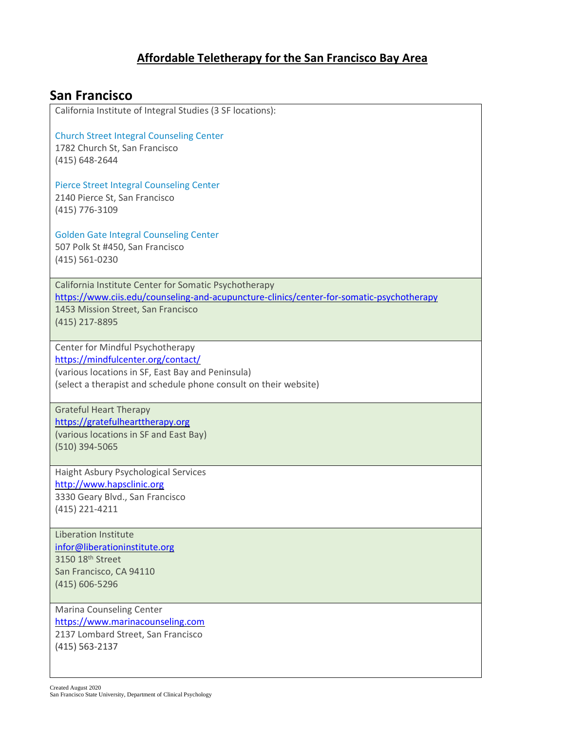# Affordable Teletherapy for the San Francisco Bay Area

## San Francisco

California Institute of Integral Studies (3 SF locations):

Church Street Integral Counseling Center
1782 Church St, San Francisco
(415) 648-2644

Pierce Street Integral Counseling Center
2140 Pierce St, San Francisco
(415) 776-3109

Golden Gate Integral Counseling Center
507 Polk St #450, San Francisco
(415) 561-0230

---

California Institute Center for Somatic Psychotherapy
https://www.ciis.edu/counseling-and-acupuncture-clinics/center-for-somatic-psychotherapy
1453 Mission Street, San Francisco
(415) 217-8895

---

Center for Mindful Psychotherapy
https://mindfulcenter.org/contact/
(various locations in SF, East Bay and Peninsula)
(select a therapist and schedule phone consult on their website)

---

Grateful Heart Therapy
https://gratefulhearttherapy.org
(various locations in SF and East Bay)
(510) 394-5065

---

Haight Asbury Psychological Services
http://www.hapsclinic.org
3330 Geary Blvd., San Francisco
(415) 221-4211

---

Liberation Institute
infor@liberationinstitute.org
3150 18th Street
San Francisco, CA 94110
(415) 606-5296

---

Marina Counseling Center
https://www.marinacounseling.com
2137 Lombard Street, San Francisco
(415) 563-2137

Created August 2020
San Francisco State University, Department of Clinical Psychology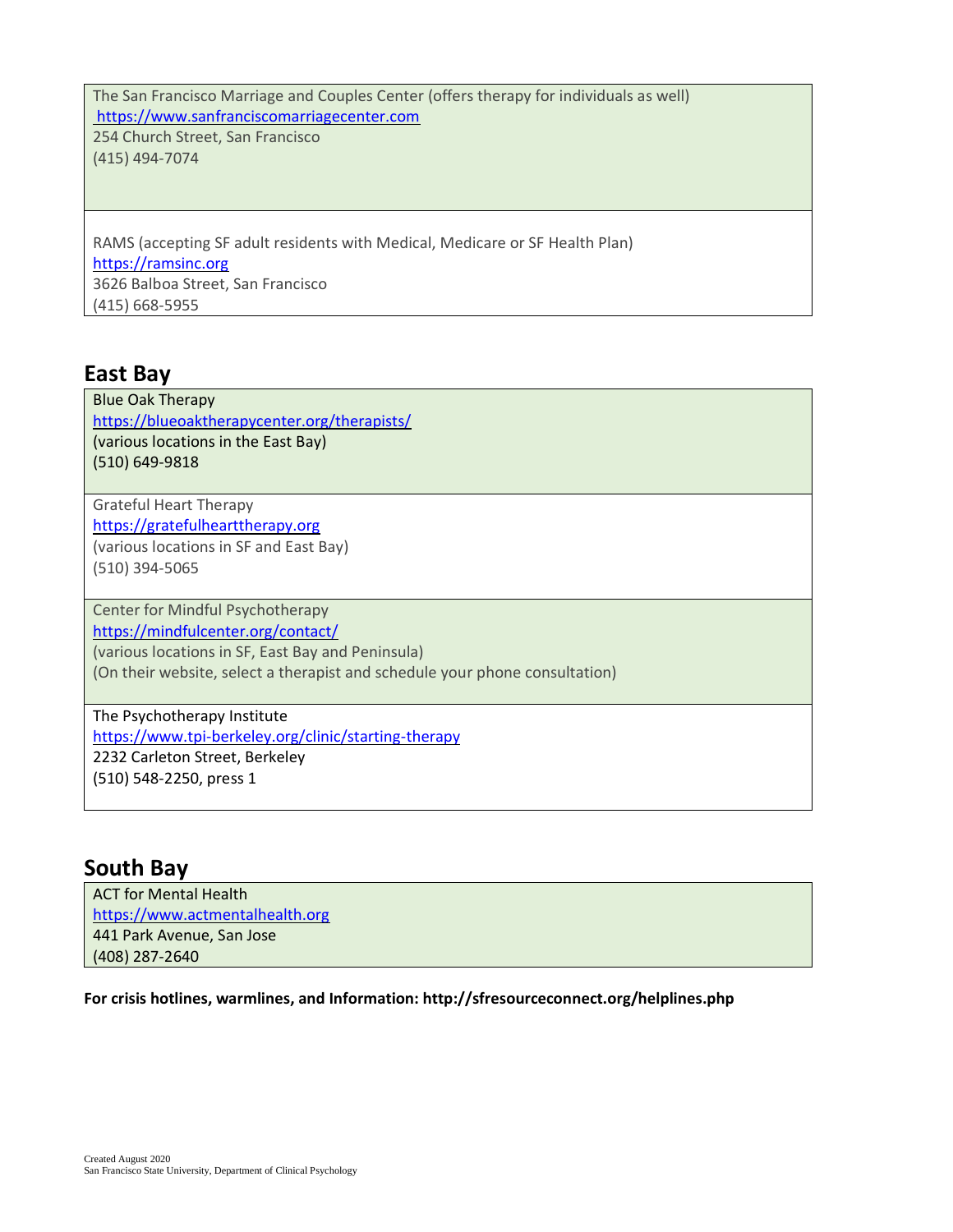The San Francisco Marriage and Couples Center (offers therapy for individuals as well)
https://www.sanfranciscomarriagecenter.com
254 Church Street, San Francisco
(415) 494-7074

RAMS (accepting SF adult residents with Medical, Medicare or SF Health Plan)
https://ramsinc.org
3626 Balboa Street, San Francisco
(415) 668-5955

## East Bay

Blue Oak Therapy
https://blueoaktherapycenter.org/therapists/
(various locations in the East Bay)
(510) 649-9818

Grateful Heart Therapy
https://gratefulhearttherapy.org
(various locations in SF and East Bay)
(510) 394-5065

Center for Mindful Psychotherapy
https://mindfulcenter.org/contact/
(various locations in SF, East Bay and Peninsula)
(On their website, select a therapist and schedule your phone consultation)

The Psychotherapy Institute
https://www.tpi-berkeley.org/clinic/starting-therapy
2232 Carleton Street, Berkeley
(510) 548-2250, press 1

## South Bay

ACT for Mental Health
https://www.actmentalhealth.org
441 Park Avenue, San Jose
(408) 287-2640

**For crisis hotlines, warmlines, and Information: http://sfresourceconnect.org/helplines.php**

Created August 2020
San Francisco State University, Department of Clinical Psychology